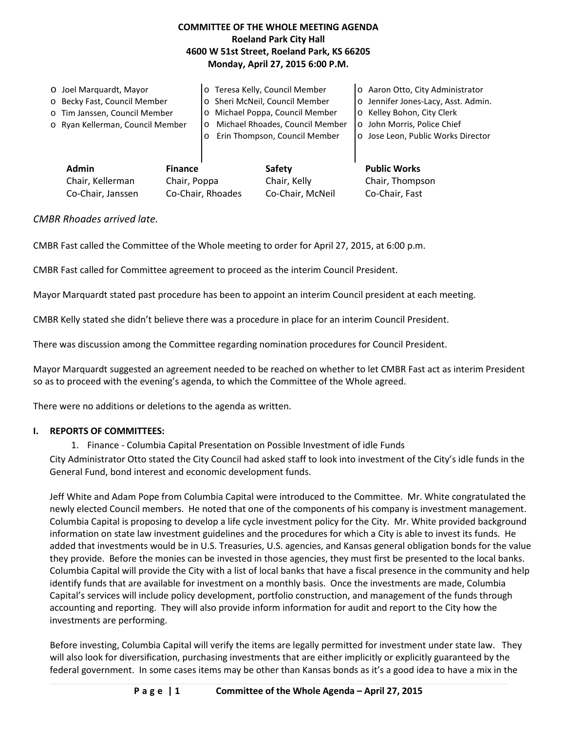**COMMITTEE OF THE WHOLE MEETING AGENDA**
**Roeland Park City Hall**
**4600 W 51st Street, Roeland Park, KS 66205**
**Monday, April 27, 2015 6:00 P.M.**

- o Joel Marquardt, Mayor
- o Becky Fast, Council Member
- o Tim Janssen, Council Member
- o Ryan Kellerman, Council Member
- o Teresa Kelly, Council Member
- o Sheri McNeil, Council Member
- o Michael Poppa, Council Member
- o Michael Rhoades, Council Member
- o Erin Thompson, Council Member
- o Aaron Otto, City Administrator
- o Jennifer Jones-Lacy, Asst. Admin.
- o Kelley Bohon, City Clerk
- o John Morris, Police Chief
- o Jose Leon, Public Works Director

| **Admin** | **Finance** | **Safety** | **Public Works** |
|---|---|---|---|
| Chair, Kellerman | Chair, Poppa | Chair, Kelly | Chair, Thompson |
| Co-Chair, Janssen | Co-Chair, Rhoades | Co-Chair, McNeil | Co-Chair, Fast |

*CMBR Rhoades arrived late.*

CMBR Fast called the Committee of the Whole meeting to order for April 27, 2015, at 6:00 p.m.

CMBR Fast called for Committee agreement to proceed as the interim Council President.

Mayor Marquardt stated past procedure has been to appoint an interim Council president at each meeting.

CMBR Kelly stated she didn't believe there was a procedure in place for an interim Council President.

There was discussion among the Committee regarding nomination procedures for Council President.

Mayor Marquardt suggested an agreement needed to be reached on whether to let CMBR Fast act as interim President so as to proceed with the evening's agenda, to which the Committee of the Whole agreed.

There were no additions or deletions to the agenda as written.

## I. REPORTS OF COMMITTEES:

1. Finance - Columbia Capital Presentation on Possible Investment of idle Funds

City Administrator Otto stated the City Council had asked staff to look into investment of the City's idle funds in the General Fund, bond interest and economic development funds.

Jeff White and Adam Pope from Columbia Capital were introduced to the Committee. Mr. White congratulated the newly elected Council members. He noted that one of the components of his company is investment management. Columbia Capital is proposing to develop a life cycle investment policy for the City. Mr. White provided background information on state law investment guidelines and the procedures for which a City is able to invest its funds. He added that investments would be in U.S. Treasuries, U.S. agencies, and Kansas general obligation bonds for the value they provide. Before the monies can be invested in those agencies, they must first be presented to the local banks. Columbia Capital will provide the City with a list of local banks that have a fiscal presence in the community and help identify funds that are available for investment on a monthly basis. Once the investments are made, Columbia Capital's services will include policy development, portfolio construction, and management of the funds through accounting and reporting. They will also provide inform information for audit and report to the City how the investments are performing.

Before investing, Columbia Capital will verify the items are legally permitted for investment under state law. They will also look for diversification, purchasing investments that are either implicitly or explicitly guaranteed by the federal government. In some cases items may be other than Kansas bonds as it's a good idea to have a mix in the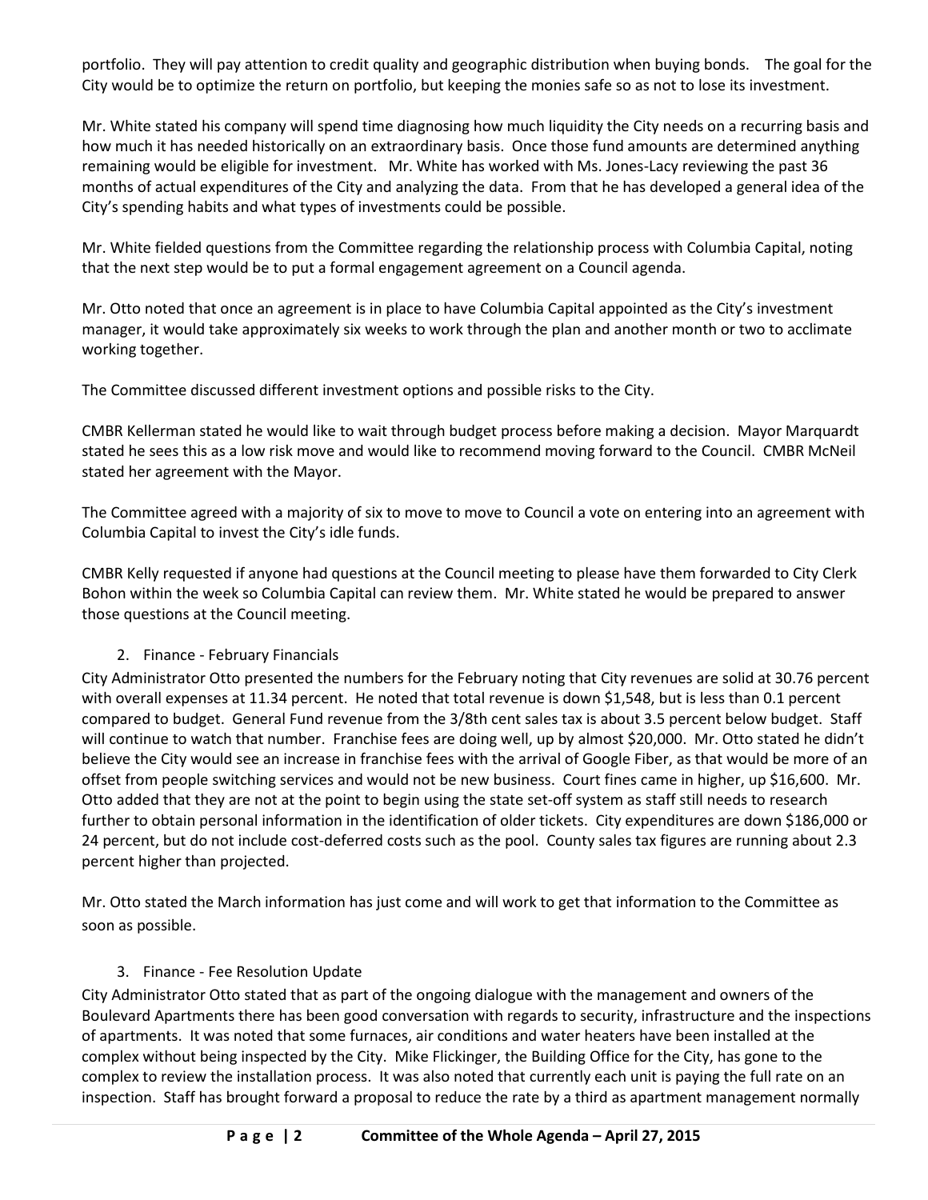portfolio. They will pay attention to credit quality and geographic distribution when buying bonds. The goal for the City would be to optimize the return on portfolio, but keeping the monies safe so as not to lose its investment.

Mr. White stated his company will spend time diagnosing how much liquidity the City needs on a recurring basis and how much it has needed historically on an extraordinary basis. Once those fund amounts are determined anything remaining would be eligible for investment. Mr. White has worked with Ms. Jones-Lacy reviewing the past 36 months of actual expenditures of the City and analyzing the data. From that he has developed a general idea of the City's spending habits and what types of investments could be possible.

Mr. White fielded questions from the Committee regarding the relationship process with Columbia Capital, noting that the next step would be to put a formal engagement agreement on a Council agenda.

Mr. Otto noted that once an agreement is in place to have Columbia Capital appointed as the City's investment manager, it would take approximately six weeks to work through the plan and another month or two to acclimate working together.

The Committee discussed different investment options and possible risks to the City.

CMBR Kellerman stated he would like to wait through budget process before making a decision. Mayor Marquardt stated he sees this as a low risk move and would like to recommend moving forward to the Council. CMBR McNeil stated her agreement with the Mayor.

The Committee agreed with a majority of six to move to move to Council a vote on entering into an agreement with Columbia Capital to invest the City's idle funds.

CMBR Kelly requested if anyone had questions at the Council meeting to please have them forwarded to City Clerk Bohon within the week so Columbia Capital can review them. Mr. White stated he would be prepared to answer those questions at the Council meeting.

2. Finance - February Financials

City Administrator Otto presented the numbers for the February noting that City revenues are solid at 30.76 percent with overall expenses at 11.34 percent. He noted that total revenue is down $1,548, but is less than 0.1 percent compared to budget. General Fund revenue from the 3/8th cent sales tax is about 3.5 percent below budget. Staff will continue to watch that number. Franchise fees are doing well, up by almost $20,000. Mr. Otto stated he didn't believe the City would see an increase in franchise fees with the arrival of Google Fiber, as that would be more of an offset from people switching services and would not be new business. Court fines came in higher, up $16,600. Mr. Otto added that they are not at the point to begin using the state set-off system as staff still needs to research further to obtain personal information in the identification of older tickets. City expenditures are down $186,000 or 24 percent, but do not include cost-deferred costs such as the pool. County sales tax figures are running about 2.3 percent higher than projected.

Mr. Otto stated the March information has just come and will work to get that information to the Committee as soon as possible.

3. Finance - Fee Resolution Update

City Administrator Otto stated that as part of the ongoing dialogue with the management and owners of the Boulevard Apartments there has been good conversation with regards to security, infrastructure and the inspections of apartments. It was noted that some furnaces, air conditions and water heaters have been installed at the complex without being inspected by the City. Mike Flickinger, the Building Office for the City, has gone to the complex to review the installation process. It was also noted that currently each unit is paying the full rate on an inspection. Staff has brought forward a proposal to reduce the rate by a third as apartment management normally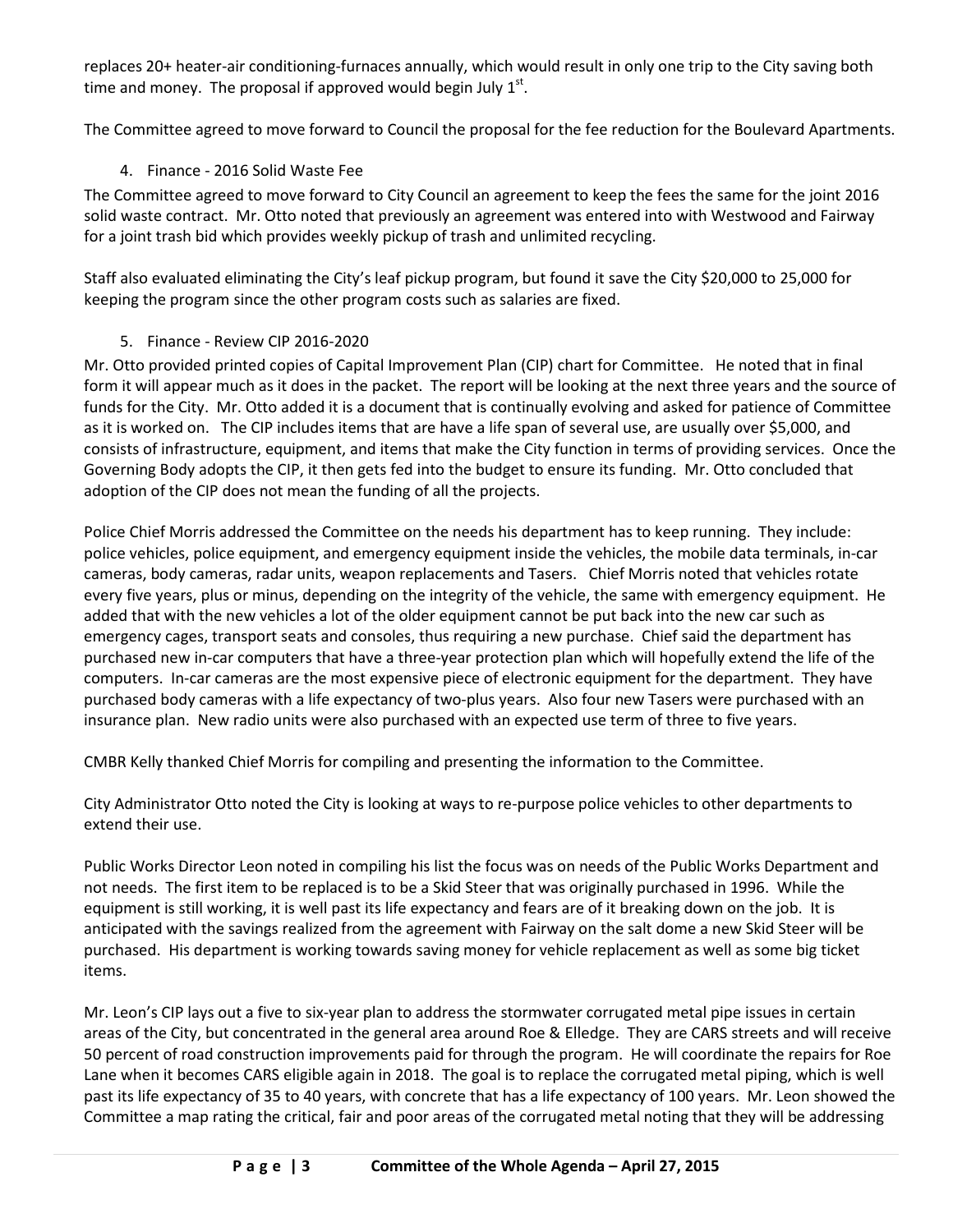replaces 20+ heater-air conditioning-furnaces annually, which would result in only one trip to the City saving both time and money. The proposal if approved would begin July 1st.

The Committee agreed to move forward to Council the proposal for the fee reduction for the Boulevard Apartments.

4. Finance - 2016 Solid Waste Fee

The Committee agreed to move forward to City Council an agreement to keep the fees the same for the joint 2016 solid waste contract. Mr. Otto noted that previously an agreement was entered into with Westwood and Fairway for a joint trash bid which provides weekly pickup of trash and unlimited recycling.

Staff also evaluated eliminating the City's leaf pickup program, but found it save the City $20,000 to 25,000 for keeping the program since the other program costs such as salaries are fixed.

5. Finance - Review CIP 2016-2020

Mr. Otto provided printed copies of Capital Improvement Plan (CIP) chart for Committee. He noted that in final form it will appear much as it does in the packet. The report will be looking at the next three years and the source of funds for the City. Mr. Otto added it is a document that is continually evolving and asked for patience of Committee as it is worked on. The CIP includes items that are have a life span of several use, are usually over $5,000, and consists of infrastructure, equipment, and items that make the City function in terms of providing services. Once the Governing Body adopts the CIP, it then gets fed into the budget to ensure its funding. Mr. Otto concluded that adoption of the CIP does not mean the funding of all the projects.

Police Chief Morris addressed the Committee on the needs his department has to keep running. They include: police vehicles, police equipment, and emergency equipment inside the vehicles, the mobile data terminals, in-car cameras, body cameras, radar units, weapon replacements and Tasers. Chief Morris noted that vehicles rotate every five years, plus or minus, depending on the integrity of the vehicle, the same with emergency equipment. He added that with the new vehicles a lot of the older equipment cannot be put back into the new car such as emergency cages, transport seats and consoles, thus requiring a new purchase. Chief said the department has purchased new in-car computers that have a three-year protection plan which will hopefully extend the life of the computers. In-car cameras are the most expensive piece of electronic equipment for the department. They have purchased body cameras with a life expectancy of two-plus years. Also four new Tasers were purchased with an insurance plan. New radio units were also purchased with an expected use term of three to five years.

CMBR Kelly thanked Chief Morris for compiling and presenting the information to the Committee.

City Administrator Otto noted the City is looking at ways to re-purpose police vehicles to other departments to extend their use.

Public Works Director Leon noted in compiling his list the focus was on needs of the Public Works Department and not needs. The first item to be replaced is to be a Skid Steer that was originally purchased in 1996. While the equipment is still working, it is well past its life expectancy and fears are of it breaking down on the job. It is anticipated with the savings realized from the agreement with Fairway on the salt dome a new Skid Steer will be purchased. His department is working towards saving money for vehicle replacement as well as some big ticket items.

Mr. Leon's CIP lays out a five to six-year plan to address the stormwater corrugated metal pipe issues in certain areas of the City, but concentrated in the general area around Roe & Elledge. They are CARS streets and will receive 50 percent of road construction improvements paid for through the program. He will coordinate the repairs for Roe Lane when it becomes CARS eligible again in 2018. The goal is to replace the corrugated metal piping, which is well past its life expectancy of 35 to 40 years, with concrete that has a life expectancy of 100 years. Mr. Leon showed the Committee a map rating the critical, fair and poor areas of the corrugated metal noting that they will be addressing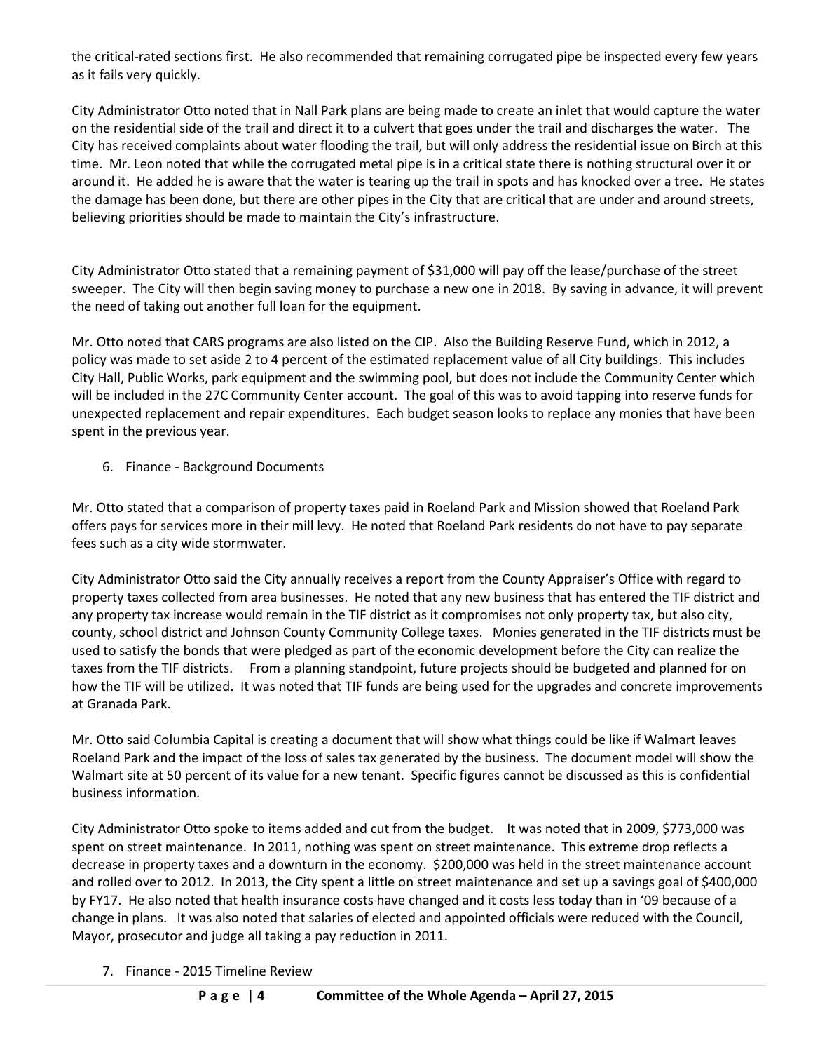the critical-rated sections first. He also recommended that remaining corrugated pipe be inspected every few years as it fails very quickly.

City Administrator Otto noted that in Nall Park plans are being made to create an inlet that would capture the water on the residential side of the trail and direct it to a culvert that goes under the trail and discharges the water. The City has received complaints about water flooding the trail, but will only address the residential issue on Birch at this time. Mr. Leon noted that while the corrugated metal pipe is in a critical state there is nothing structural over it or around it. He added he is aware that the water is tearing up the trail in spots and has knocked over a tree. He states the damage has been done, but there are other pipes in the City that are critical that are under and around streets, believing priorities should be made to maintain the City's infrastructure.

City Administrator Otto stated that a remaining payment of $31,000 will pay off the lease/purchase of the street sweeper. The City will then begin saving money to purchase a new one in 2018. By saving in advance, it will prevent the need of taking out another full loan for the equipment.

Mr. Otto noted that CARS programs are also listed on the CIP. Also the Building Reserve Fund, which in 2012, a policy was made to set aside 2 to 4 percent of the estimated replacement value of all City buildings. This includes City Hall, Public Works, park equipment and the swimming pool, but does not include the Community Center which will be included in the 27C Community Center account. The goal of this was to avoid tapping into reserve funds for unexpected replacement and repair expenditures. Each budget season looks to replace any monies that have been spent in the previous year.

6. Finance - Background Documents

Mr. Otto stated that a comparison of property taxes paid in Roeland Park and Mission showed that Roeland Park offers pays for services more in their mill levy. He noted that Roeland Park residents do not have to pay separate fees such as a city wide stormwater.

City Administrator Otto said the City annually receives a report from the County Appraiser's Office with regard to property taxes collected from area businesses. He noted that any new business that has entered the TIF district and any property tax increase would remain in the TIF district as it compromises not only property tax, but also city, county, school district and Johnson County Community College taxes. Monies generated in the TIF districts must be used to satisfy the bonds that were pledged as part of the economic development before the City can realize the taxes from the TIF districts. From a planning standpoint, future projects should be budgeted and planned for on how the TIF will be utilized. It was noted that TIF funds are being used for the upgrades and concrete improvements at Granada Park.

Mr. Otto said Columbia Capital is creating a document that will show what things could be like if Walmart leaves Roeland Park and the impact of the loss of sales tax generated by the business. The document model will show the Walmart site at 50 percent of its value for a new tenant. Specific figures cannot be discussed as this is confidential business information.

City Administrator Otto spoke to items added and cut from the budget. It was noted that in 2009, $773,000 was spent on street maintenance. In 2011, nothing was spent on street maintenance. This extreme drop reflects a decrease in property taxes and a downturn in the economy. $200,000 was held in the street maintenance account and rolled over to 2012. In 2013, the City spent a little on street maintenance and set up a savings goal of $400,000 by FY17. He also noted that health insurance costs have changed and it costs less today than in '09 because of a change in plans. It was also noted that salaries of elected and appointed officials were reduced with the Council, Mayor, prosecutor and judge all taking a pay reduction in 2011.

7. Finance - 2015 Timeline Review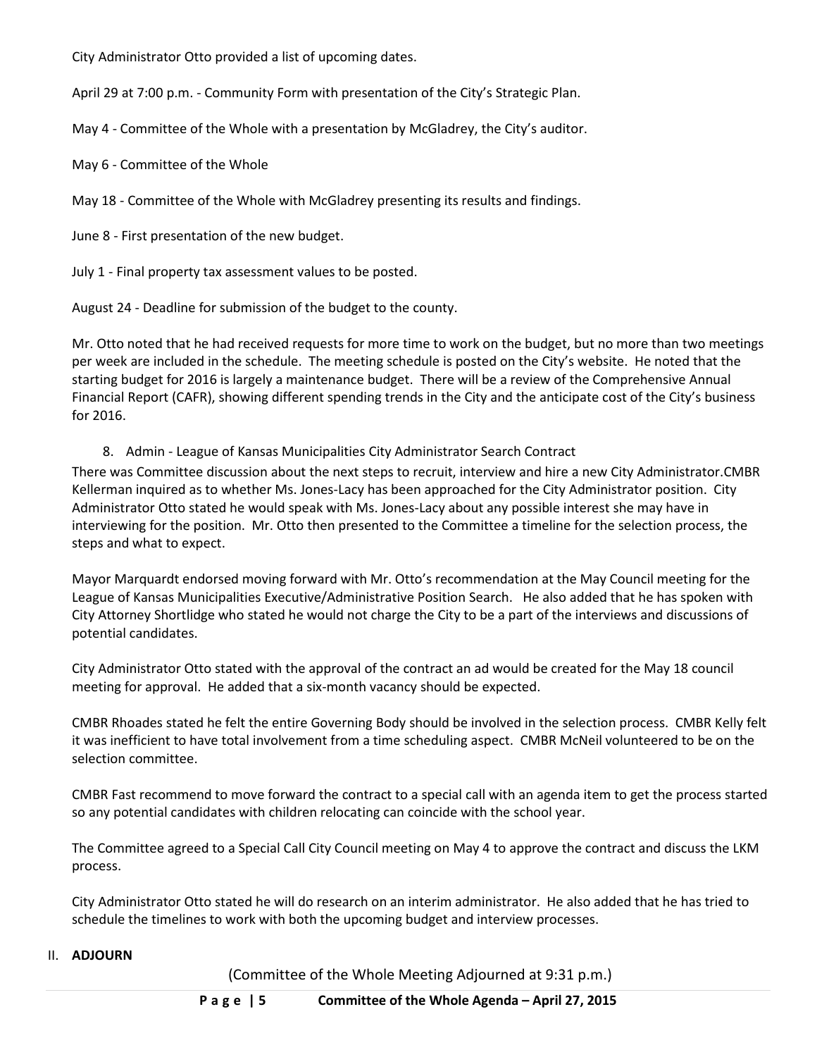City Administrator Otto provided a list of upcoming dates.

April 29 at 7:00 p.m. - Community Form with presentation of the City's Strategic Plan.

May 4 - Committee of the Whole with a presentation by McGladrey, the City's auditor.

May 6 - Committee of the Whole

May 18 - Committee of the Whole with McGladrey presenting its results and findings.

June 8 - First presentation of the new budget.

July 1 - Final property tax assessment values to be posted.

August 24 - Deadline for submission of the budget to the county.

Mr. Otto noted that he had received requests for more time to work on the budget, but no more than two meetings per week are included in the schedule. The meeting schedule is posted on the City's website. He noted that the starting budget for 2016 is largely a maintenance budget. There will be a review of the Comprehensive Annual Financial Report (CAFR), showing different spending trends in the City and the anticipate cost of the City's business for 2016.

8. Admin - League of Kansas Municipalities City Administrator Search Contract

There was Committee discussion about the next steps to recruit, interview and hire a new City Administrator.CMBR Kellerman inquired as to whether Ms. Jones-Lacy has been approached for the City Administrator position. City Administrator Otto stated he would speak with Ms. Jones-Lacy about any possible interest she may have in interviewing for the position. Mr. Otto then presented to the Committee a timeline for the selection process, the steps and what to expect.

Mayor Marquardt endorsed moving forward with Mr. Otto's recommendation at the May Council meeting for the League of Kansas Municipalities Executive/Administrative Position Search. He also added that he has spoken with City Attorney Shortlidge who stated he would not charge the City to be a part of the interviews and discussions of potential candidates.

City Administrator Otto stated with the approval of the contract an ad would be created for the May 18 council meeting for approval. He added that a six-month vacancy should be expected.

CMBR Rhoades stated he felt the entire Governing Body should be involved in the selection process. CMBR Kelly felt it was inefficient to have total involvement from a time scheduling aspect. CMBR McNeil volunteered to be on the selection committee.

CMBR Fast recommend to move forward the contract to a special call with an agenda item to get the process started so any potential candidates with children relocating can coincide with the school year.

The Committee agreed to a Special Call City Council meeting on May 4 to approve the contract and discuss the LKM process.

City Administrator Otto stated he will do research on an interim administrator. He also added that he has tried to schedule the timelines to work with both the upcoming budget and interview processes.

## II. ADJOURN

(Committee of the Whole Meeting Adjourned at 9:31 p.m.)